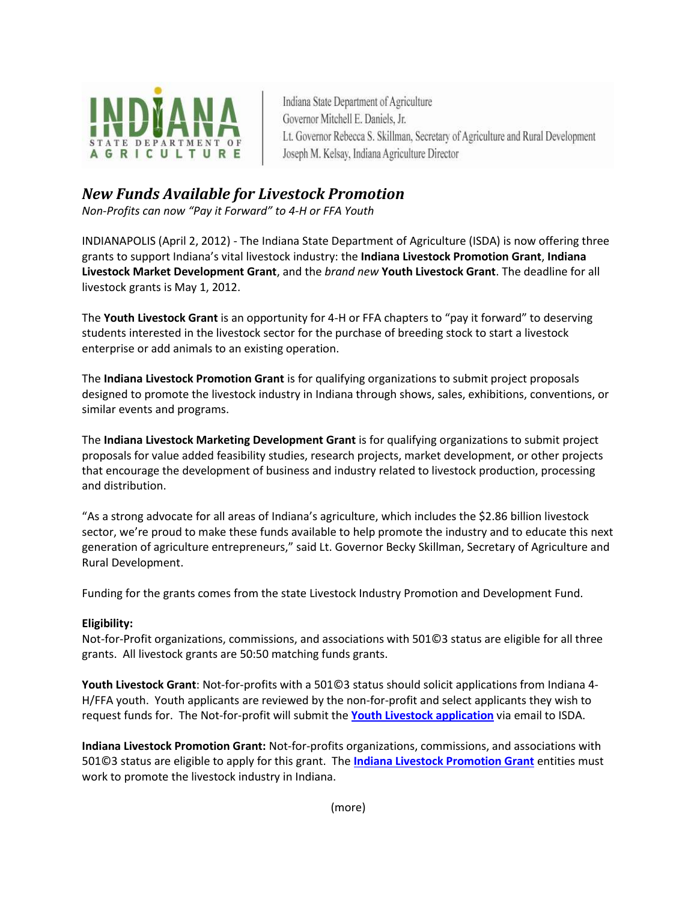INDIANA STATE DEPARTMENT OF AGRICULTURE

Indiana State Department of Agriculture
Governor Mitchell E. Daniels, Jr.
Lt. Governor Rebecca S. Skillman, Secretary of Agriculture and Rural Development
Joseph M. Kelsay, Indiana Agriculture Director

# *New Funds Available for Livestock Promotion*

*Non-Profits can now "Pay it Forward" to 4-H or FFA Youth*

INDIANAPOLIS (April 2, 2012) - The Indiana State Department of Agriculture (ISDA) is now offering three grants to support Indiana's vital livestock industry: the **Indiana Livestock Promotion Grant**, **Indiana Livestock Market Development Grant**, and the *brand new* **Youth Livestock Grant**. The deadline for all livestock grants is May 1, 2012.

The **Youth Livestock Grant** is an opportunity for 4-H or FFA chapters to "pay it forward" to deserving students interested in the livestock sector for the purchase of breeding stock to start a livestock enterprise or add animals to an existing operation.

The **Indiana Livestock Promotion Grant** is for qualifying organizations to submit project proposals designed to promote the livestock industry in Indiana through shows, sales, exhibitions, conventions, or similar events and programs.

The **Indiana Livestock Marketing Development Grant** is for qualifying organizations to submit project proposals for value added feasibility studies, research projects, market development, or other projects that encourage the development of business and industry related to livestock production, processing and distribution.

"As a strong advocate for all areas of Indiana's agriculture, which includes the $2.86 billion livestock sector, we're proud to make these funds available to help promote the industry and to educate this next generation of agriculture entrepreneurs," said Lt. Governor Becky Skillman, Secretary of Agriculture and Rural Development.

Funding for the grants comes from the state Livestock Industry Promotion and Development Fund.

**Eligibility:**
Not-for-Profit organizations, commissions, and associations with 501©3 status are eligible for all three grants. All livestock grants are 50:50 matching funds grants.

**Youth Livestock Grant**: Not-for-profits with a 501©3 status should solicit applications from Indiana 4-H/FFA youth. Youth applicants are reviewed by the non-for-profit and select applicants they wish to request funds for. The Not-for-profit will submit the **Youth Livestock application** via email to ISDA.

**Indiana Livestock Promotion Grant:** Not-for-profits organizations, commissions, and associations with 501©3 status are eligible to apply for this grant. The **Indiana Livestock Promotion Grant** entities must work to promote the livestock industry in Indiana.

(more)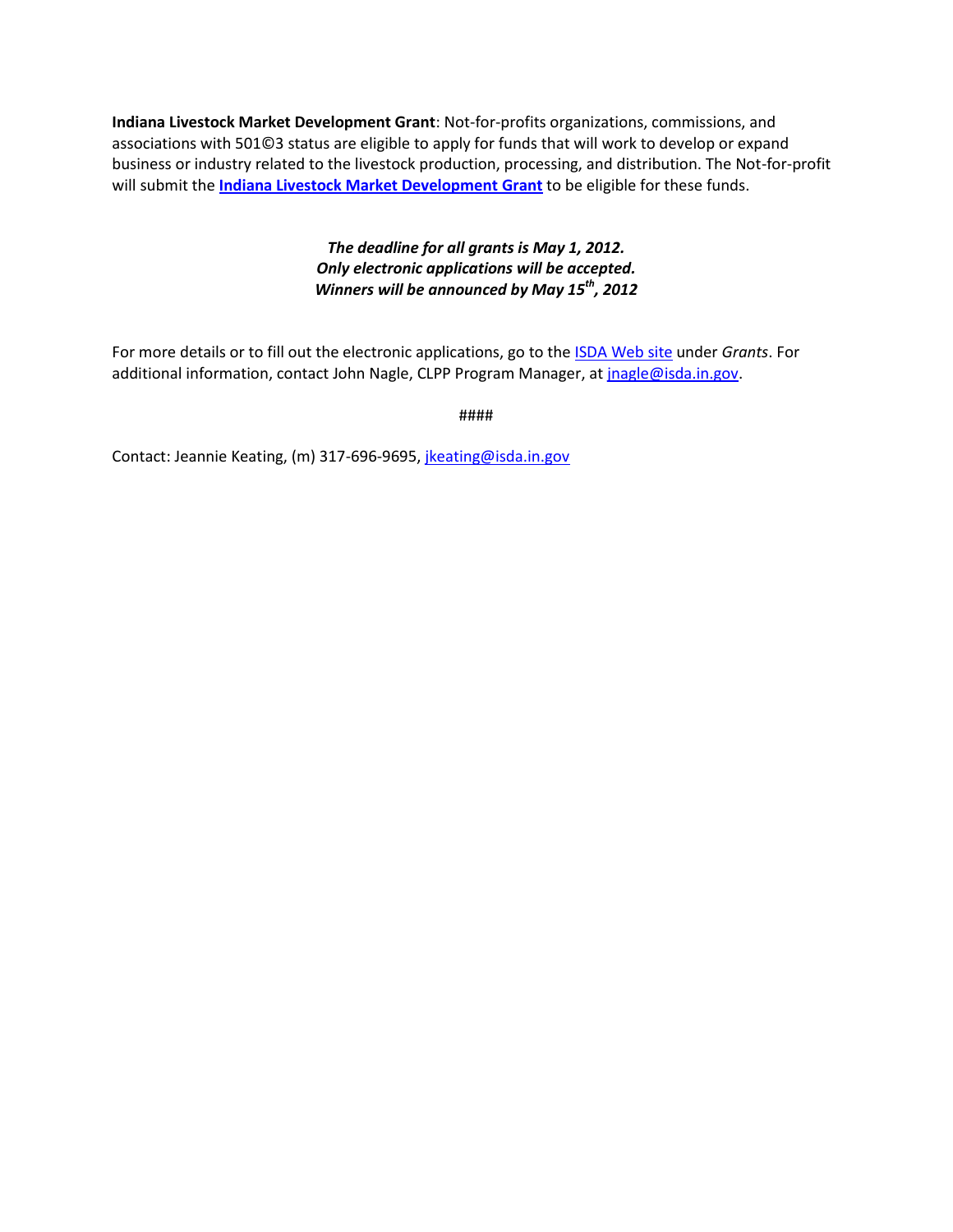**Indiana Livestock Market Development Grant**: Not-for-profits organizations, commissions, and associations with 501©3 status are eligible to apply for funds that will work to develop or expand business or industry related to the livestock production, processing, and distribution. The Not-for-profit will submit the **Indiana Livestock Market Development Grant** to be eligible for these funds.

***The deadline for all grants is May 1, 2012.***
***Only electronic applications will be accepted.***
***Winners will be announced by May 15th, 2012***

For more details or to fill out the electronic applications, go to the ISDA Web site under *Grants*. For additional information, contact John Nagle, CLPP Program Manager, at jnagle@isda.in.gov.

####

Contact: Jeannie Keating, (m) 317-696-9695, jkeating@isda.in.gov